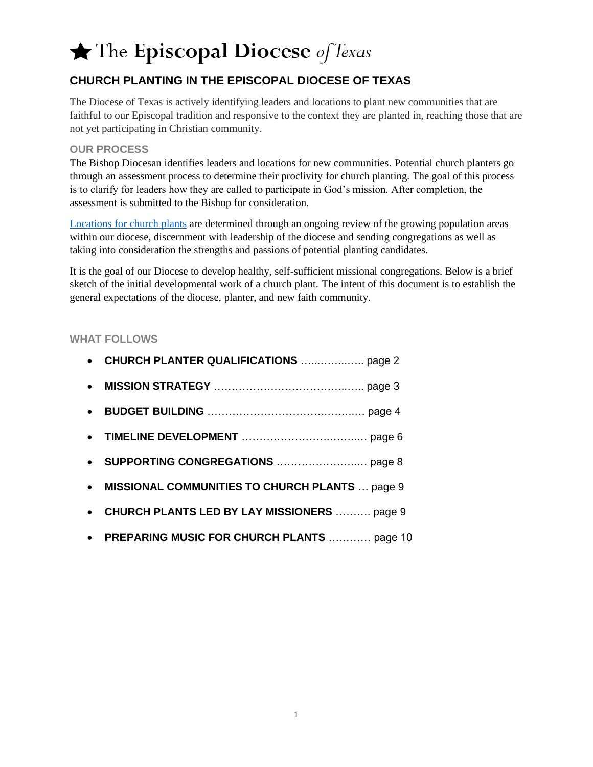# ★ The Episcopal Diocese *of Texas*

## CHURCH PLANTING IN THE EPISCOPAL DIOCESE OF TEXAS

The Diocese of Texas is actively identifying leaders and locations to plant new communities that are faithful to our Episcopal tradition and responsive to the context they are planted in, reaching those that are not yet participating in Christian community.

### OUR PROCESS

The Bishop Diocesan identifies leaders and locations for new communities. Potential church planters go through an assessment process to determine their proclivity for church planting. The goal of this process is to clarify for leaders how they are called to participate in God's mission. After completion, the assessment is submitted to the Bishop for consideration.

Locations for church plants are determined through an ongoing review of the growing population areas within our diocese, discernment with leadership of the diocese and sending congregations as well as taking into consideration the strengths and passions of potential planting candidates.

It is the goal of our Diocese to develop healthy, self-sufficient missional congregations. Below is a brief sketch of the initial developmental work of a church plant. The intent of this document is to establish the general expectations of the diocese, planter, and new faith community.

### WHAT FOLLOWS

- **CHURCH PLANTER QUALIFICATIONS** ……..……..….. page 2
- **MISSION STRATEGY** ……………………………..….. page 3
- **BUDGET BUILDING** ……………………….……..… page 4
- **TIMELINE DEVELOPMENT** ………………….……..… page 6
- **SUPPORTING CONGREGATIONS** …………………..… page 8
- **MISSIONAL COMMUNITIES TO CHURCH PLANTS** … page 9
- **CHURCH PLANTS LED BY LAY MISSIONERS** ………. page 9
- **PREPARING MUSIC FOR CHURCH PLANTS** ………… page 10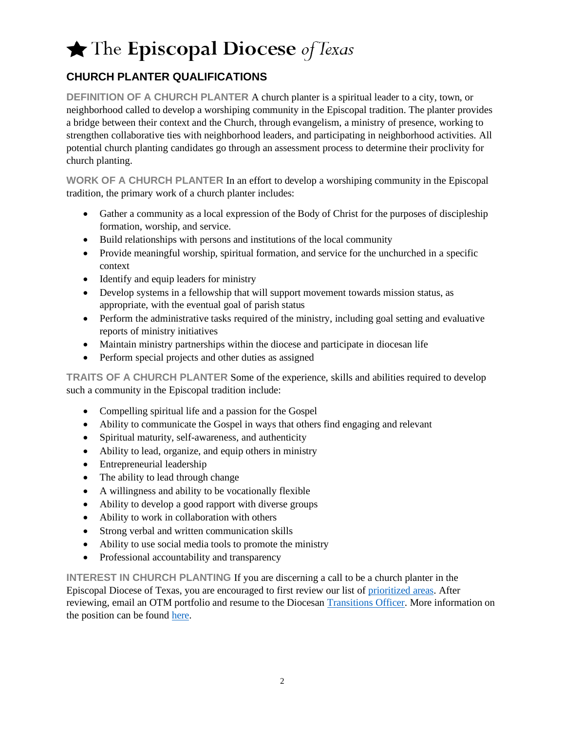# ★ The Episcopal Diocese *of Texas*

## CHURCH PLANTER QUALIFICATIONS

**DEFINITION OF A CHURCH PLANTER** A church planter is a spiritual leader to a city, town, or neighborhood called to develop a worshiping community in the Episcopal tradition. The planter provides a bridge between their context and the Church, through evangelism, a ministry of presence, working to strengthen collaborative ties with neighborhood leaders, and participating in neighborhood activities. All potential church planting candidates go through an assessment process to determine their proclivity for church planting.

**WORK OF A CHURCH PLANTER** In an effort to develop a worshiping community in the Episcopal tradition, the primary work of a church planter includes:

- Gather a community as a local expression of the Body of Christ for the purposes of discipleship formation, worship, and service.
- Build relationships with persons and institutions of the local community
- Provide meaningful worship, spiritual formation, and service for the unchurched in a specific context
- Identify and equip leaders for ministry
- Develop systems in a fellowship that will support movement towards mission status, as appropriate, with the eventual goal of parish status
- Perform the administrative tasks required of the ministry, including goal setting and evaluative reports of ministry initiatives
- Maintain ministry partnerships within the diocese and participate in diocesan life
- Perform special projects and other duties as assigned

**TRAITS OF A CHURCH PLANTER** Some of the experience, skills and abilities required to develop such a community in the Episcopal tradition include:

- Compelling spiritual life and a passion for the Gospel
- Ability to communicate the Gospel in ways that others find engaging and relevant
- Spiritual maturity, self-awareness, and authenticity
- Ability to lead, organize, and equip others in ministry
- Entrepreneurial leadership
- The ability to lead through change
- A willingness and ability to be vocationally flexible
- Ability to develop a good rapport with diverse groups
- Ability to work in collaboration with others
- Strong verbal and written communication skills
- Ability to use social media tools to promote the ministry
- Professional accountability and transparency

**INTEREST IN CHURCH PLANTING** If you are discerning a call to be a church planter in the Episcopal Diocese of Texas, you are encouraged to first review our list of prioritized areas. After reviewing, email an OTM portfolio and resume to the Diocesan Transitions Officer. More information on the position can be found here.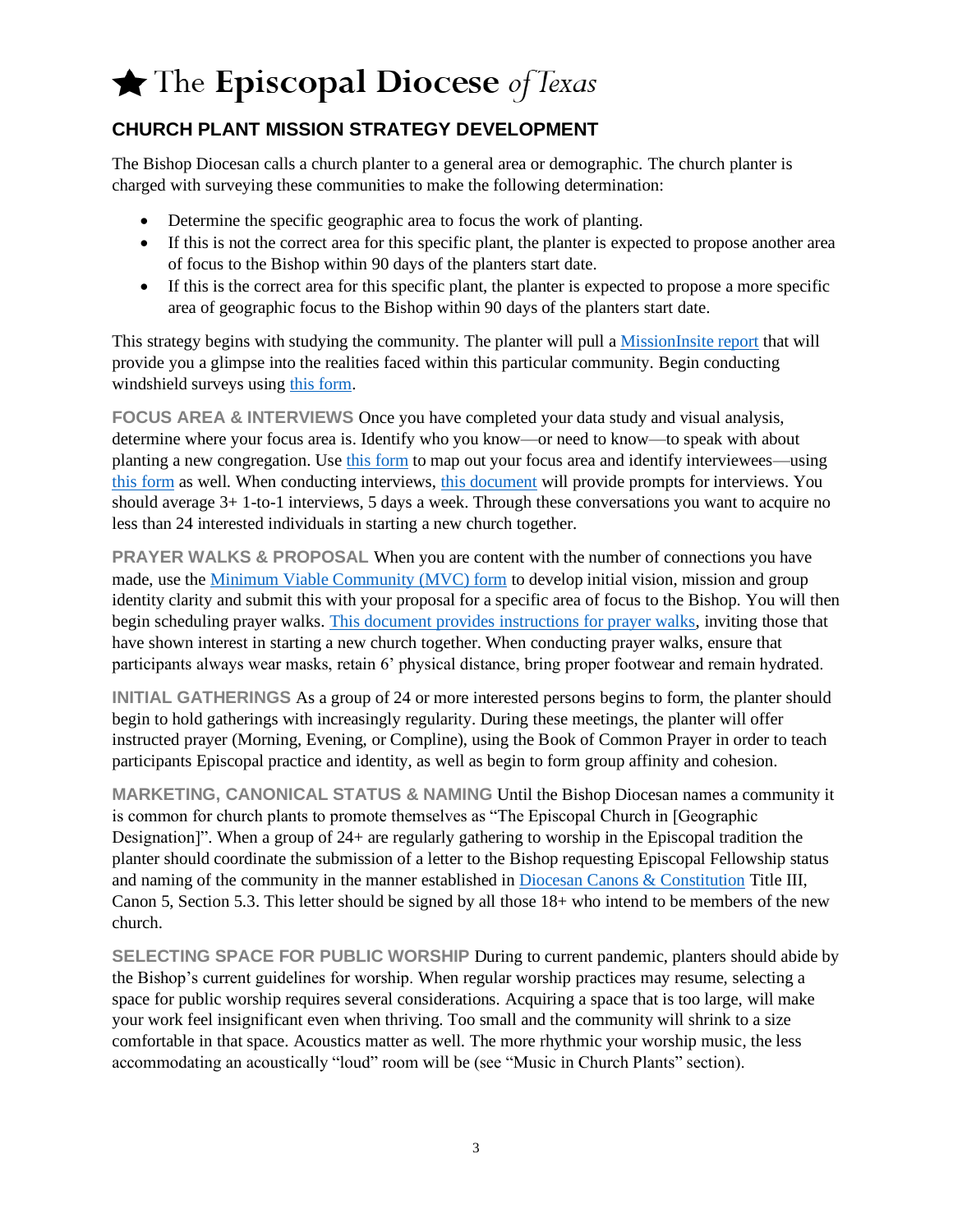# ★ The Episcopal Diocese *of Texas*

## CHURCH PLANT MISSION STRATEGY DEVELOPMENT

The Bishop Diocesan calls a church planter to a general area or demographic. The church planter is charged with surveying these communities to make the following determination:

- Determine the specific geographic area to focus the work of planting.
- If this is not the correct area for this specific plant, the planter is expected to propose another area of focus to the Bishop within 90 days of the planters start date.
- If this is the correct area for this specific plant, the planter is expected to propose a more specific area of geographic focus to the Bishop within 90 days of the planters start date.

This strategy begins with studying the community. The planter will pull a MissionInsite report that will provide you a glimpse into the realities faced within this particular community. Begin conducting windshield surveys using this form.

**FOCUS AREA & INTERVIEWS** Once you have completed your data study and visual analysis, determine where your focus area is. Identify who you know—or need to know—to speak with about planting a new congregation. Use this form to map out your focus area and identify interviewees—using this form as well. When conducting interviews, this document will provide prompts for interviews. You should average 3+ 1-to-1 interviews, 5 days a week. Through these conversations you want to acquire no less than 24 interested individuals in starting a new church together.

**PRAYER WALKS & PROPOSAL** When you are content with the number of connections you have made, use the Minimum Viable Community (MVC) form to develop initial vision, mission and group identity clarity and submit this with your proposal for a specific area of focus to the Bishop. You will then begin scheduling prayer walks. This document provides instructions for prayer walks, inviting those that have shown interest in starting a new church together. When conducting prayer walks, ensure that participants always wear masks, retain 6' physical distance, bring proper footwear and remain hydrated.

**INITIAL GATHERINGS** As a group of 24 or more interested persons begins to form, the planter should begin to hold gatherings with increasingly regularity. During these meetings, the planter will offer instructed prayer (Morning, Evening, or Compline), using the Book of Common Prayer in order to teach participants Episcopal practice and identity, as well as begin to form group affinity and cohesion.

**MARKETING, CANONICAL STATUS & NAMING** Until the Bishop Diocesan names a community it is common for church plants to promote themselves as "The Episcopal Church in [Geographic Designation]". When a group of 24+ are regularly gathering to worship in the Episcopal tradition the planter should coordinate the submission of a letter to the Bishop requesting Episcopal Fellowship status and naming of the community in the manner established in Diocesan Canons & Constitution Title III, Canon 5, Section 5.3. This letter should be signed by all those 18+ who intend to be members of the new church.

**SELECTING SPACE FOR PUBLIC WORSHIP** During to current pandemic, planters should abide by the Bishop's current guidelines for worship. When regular worship practices may resume, selecting a space for public worship requires several considerations. Acquiring a space that is too large, will make your work feel insignificant even when thriving. Too small and the community will shrink to a size comfortable in that space. Acoustics matter as well. The more rhythmic your worship music, the less accommodating an acoustically "loud" room will be (see "Music in Church Plants" section).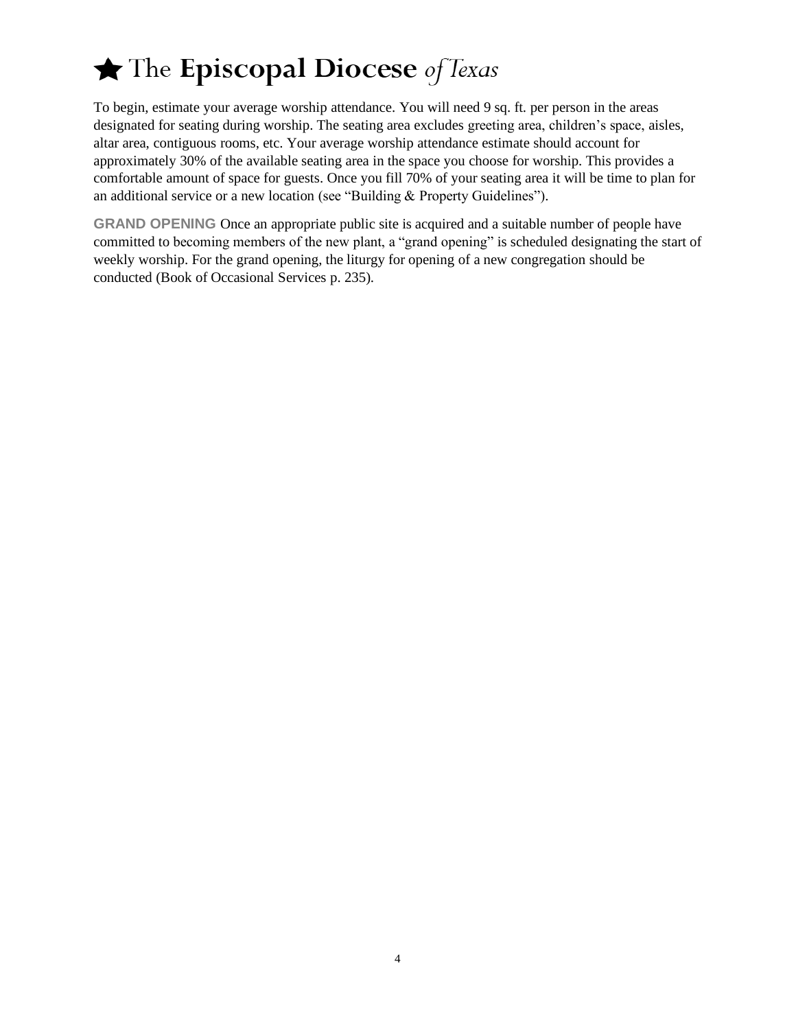To begin, estimate your average worship attendance. You will need 9 sq. ft. per person in the areas designated for seating during worship. The seating area excludes greeting area, children's space, aisles, altar area, contiguous rooms, etc. Your average worship attendance estimate should account for approximately 30% of the available seating area in the space you choose for worship. This provides a comfortable amount of space for guests. Once you fill 70% of your seating area it will be time to plan for an additional service or a new location (see "Building & Property Guidelines").

**GRAND OPENING** Once an appropriate public site is acquired and a suitable number of people have committed to becoming members of the new plant, a "grand opening" is scheduled designating the start of weekly worship. For the grand opening, the liturgy for opening of a new congregation should be conducted (Book of Occasional Services p. 235).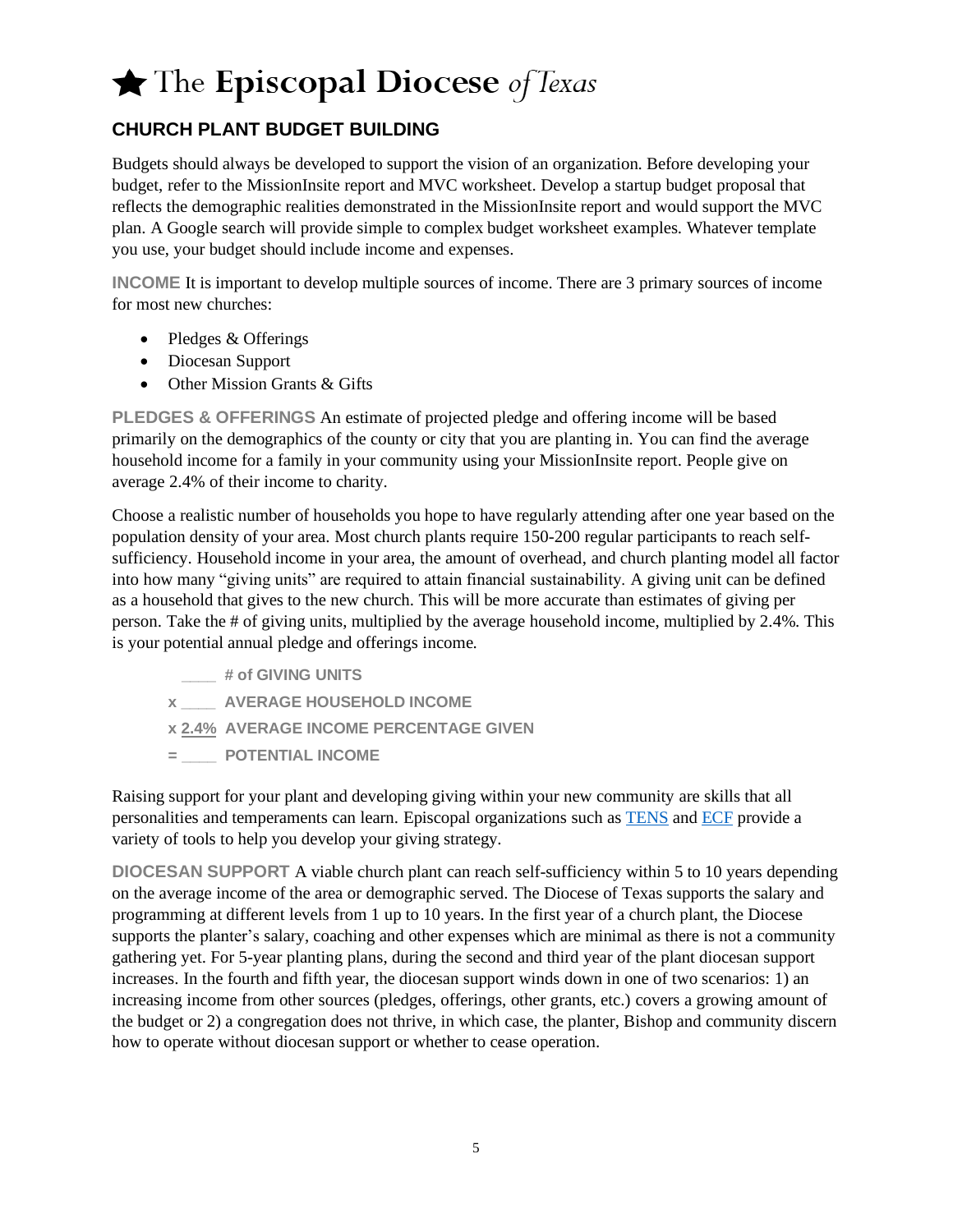# ★ The Episcopal Diocese *of Texas*

## CHURCH PLANT BUDGET BUILDING

Budgets should always be developed to support the vision of an organization. Before developing your budget, refer to the MissionInsite report and MVC worksheet. Develop a startup budget proposal that reflects the demographic realities demonstrated in the MissionInsite report and would support the MVC plan. A Google search will provide simple to complex budget worksheet examples. Whatever template you use, your budget should include income and expenses.

**INCOME** It is important to develop multiple sources of income. There are 3 primary sources of income for most new churches:

- Pledges & Offerings
- Diocesan Support
- Other Mission Grants & Gifts

**PLEDGES & OFFERINGS** An estimate of projected pledge and offering income will be based primarily on the demographics of the county or city that you are planting in. You can find the average household income for a family in your community using your MissionInsite report. People give on average 2.4% of their income to charity.

Choose a realistic number of households you hope to have regularly attending after one year based on the population density of your area. Most church plants require 150-200 regular participants to reach self-sufficiency. Household income in your area, the amount of overhead, and church planting model all factor into how many "giving units" are required to attain financial sustainability. A giving unit can be defined as a household that gives to the new church. This will be more accurate than estimates of giving per person. Take the # of giving units, multiplied by the average household income, multiplied by 2.4%. This is your potential annual pledge and offerings income.

**\_\_\_\_ # of GIVING UNITS**
**x \_\_\_\_ AVERAGE HOUSEHOLD INCOME**
**x 2.4% AVERAGE INCOME PERCENTAGE GIVEN**
**= \_\_\_\_ POTENTIAL INCOME**

Raising support for your plant and developing giving within your new community are skills that all personalities and temperaments can learn. Episcopal organizations such as TENS and ECF provide a variety of tools to help you develop your giving strategy.

**DIOCESAN SUPPORT** A viable church plant can reach self-sufficiency within 5 to 10 years depending on the average income of the area or demographic served. The Diocese of Texas supports the salary and programming at different levels from 1 up to 10 years. In the first year of a church plant, the Diocese supports the planter's salary, coaching and other expenses which are minimal as there is not a community gathering yet. For 5-year planting plans, during the second and third year of the plant diocesan support increases. In the fourth and fifth year, the diocesan support winds down in one of two scenarios: 1) an increasing income from other sources (pledges, offerings, other grants, etc.) covers a growing amount of the budget or 2) a congregation does not thrive, in which case, the planter, Bishop and community discern how to operate without diocesan support or whether to cease operation.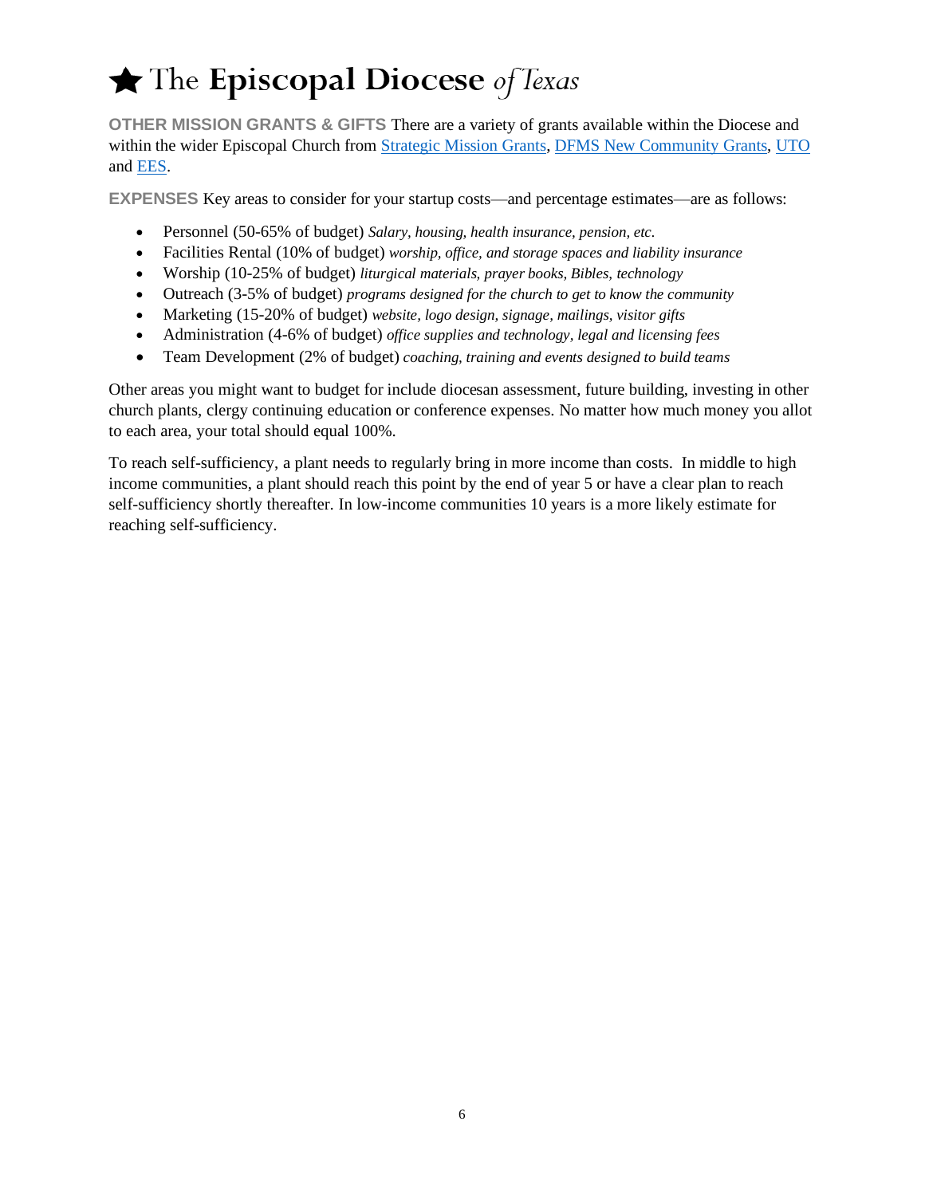# ★ The **Episcopal Diocese** *of Texas*

**OTHER MISSION GRANTS & GIFTS** There are a variety of grants available within the Diocese and within the wider Episcopal Church from Strategic Mission Grants, DFMS New Community Grants, UTO and EES.

**EXPENSES** Key areas to consider for your startup costs—and percentage estimates—are as follows:

- Personnel (50-65% of budget) *Salary, housing, health insurance, pension, etc.*
- Facilities Rental (10% of budget) *worship, office, and storage spaces and liability insurance*
- Worship (10-25% of budget) *liturgical materials, prayer books, Bibles, technology*
- Outreach (3-5% of budget) *programs designed for the church to get to know the community*
- Marketing (15-20% of budget) *website, logo design, signage, mailings, visitor gifts*
- Administration (4-6% of budget) *office supplies and technology, legal and licensing fees*
- Team Development (2% of budget) *coaching, training and events designed to build teams*

Other areas you might want to budget for include diocesan assessment, future building, investing in other church plants, clergy continuing education or conference expenses. No matter how much money you allot to each area, your total should equal 100%.

To reach self-sufficiency, a plant needs to regularly bring in more income than costs. In middle to high income communities, a plant should reach this point by the end of year 5 or have a clear plan to reach self-sufficiency shortly thereafter. In low-income communities 10 years is a more likely estimate for reaching self-sufficiency.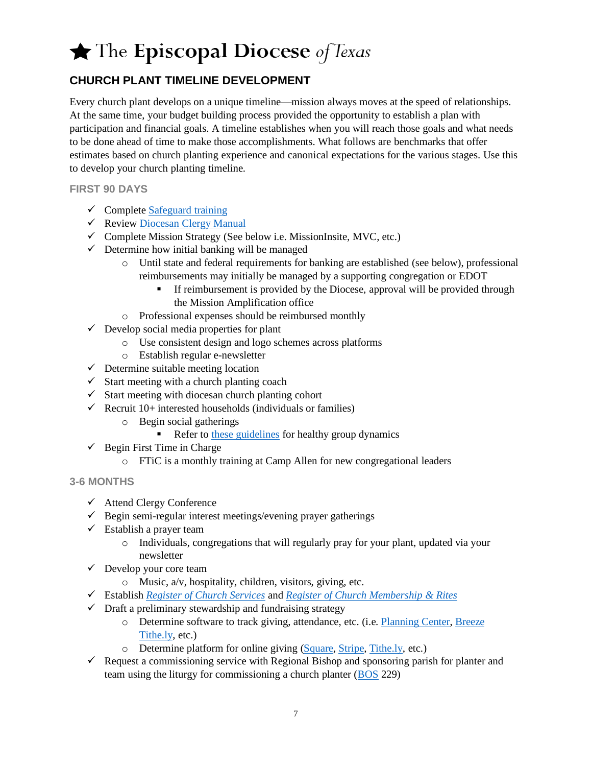# ★ The Episcopal Diocese *of Texas*

## CHURCH PLANT TIMELINE DEVELOPMENT

Every church plant develops on a unique timeline—mission always moves at the speed of relationships. At the same time, your budget building process provided the opportunity to establish a plan with participation and financial goals. A timeline establishes when you will reach those goals and what needs to be done ahead of time to make those accomplishments. What follows are benchmarks that offer estimates based on church planting experience and canonical expectations for the various stages. Use this to develop your church planting timeline.

### FIRST 90 DAYS

- ✓ Complete Safeguard training
- ✓ Review Diocesan Clergy Manual
- ✓ Complete Mission Strategy (See below i.e. MissionInsite, MVC, etc.)
- ✓ Determine how initial banking will be managed
  - Until state and federal requirements for banking are established (see below), professional reimbursements may initially be managed by a supporting congregation or EDOT
    - If reimbursement is provided by the Diocese, approval will be provided through the Mission Amplification office
  - Professional expenses should be reimbursed monthly
- ✓ Develop social media properties for plant
  - Use consistent design and logo schemes across platforms
  - Establish regular e-newsletter
- ✓ Determine suitable meeting location
- ✓ Start meeting with a church planting coach
- ✓ Start meeting with diocesan church planting cohort
- ✓ Recruit 10+ interested households (individuals or families)
  - Begin social gatherings
    - Refer to these guidelines for healthy group dynamics
- ✓ Begin First Time in Charge
  - FTiC is a monthly training at Camp Allen for new congregational leaders

### 3-6 MONTHS

- ✓ Attend Clergy Conference
- ✓ Begin semi-regular interest meetings/evening prayer gatherings
- ✓ Establish a prayer team
  - Individuals, congregations that will regularly pray for your plant, updated via your newsletter
- ✓ Develop your core team
  - Music, a/v, hospitality, children, visitors, giving, etc.
- ✓ Establish *Register of Church Services* and *Register of Church Membership & Rites*
- ✓ Draft a preliminary stewardship and fundraising strategy
  - Determine software to track giving, attendance, etc. (i.e. Planning Center, Breeze Tithe.ly, etc.)
  - Determine platform for online giving (Square, Stripe, Tithe.ly, etc.)
- ✓ Request a commissioning service with Regional Bishop and sponsoring parish for planter and team using the liturgy for commissioning a church planter (BOS 229)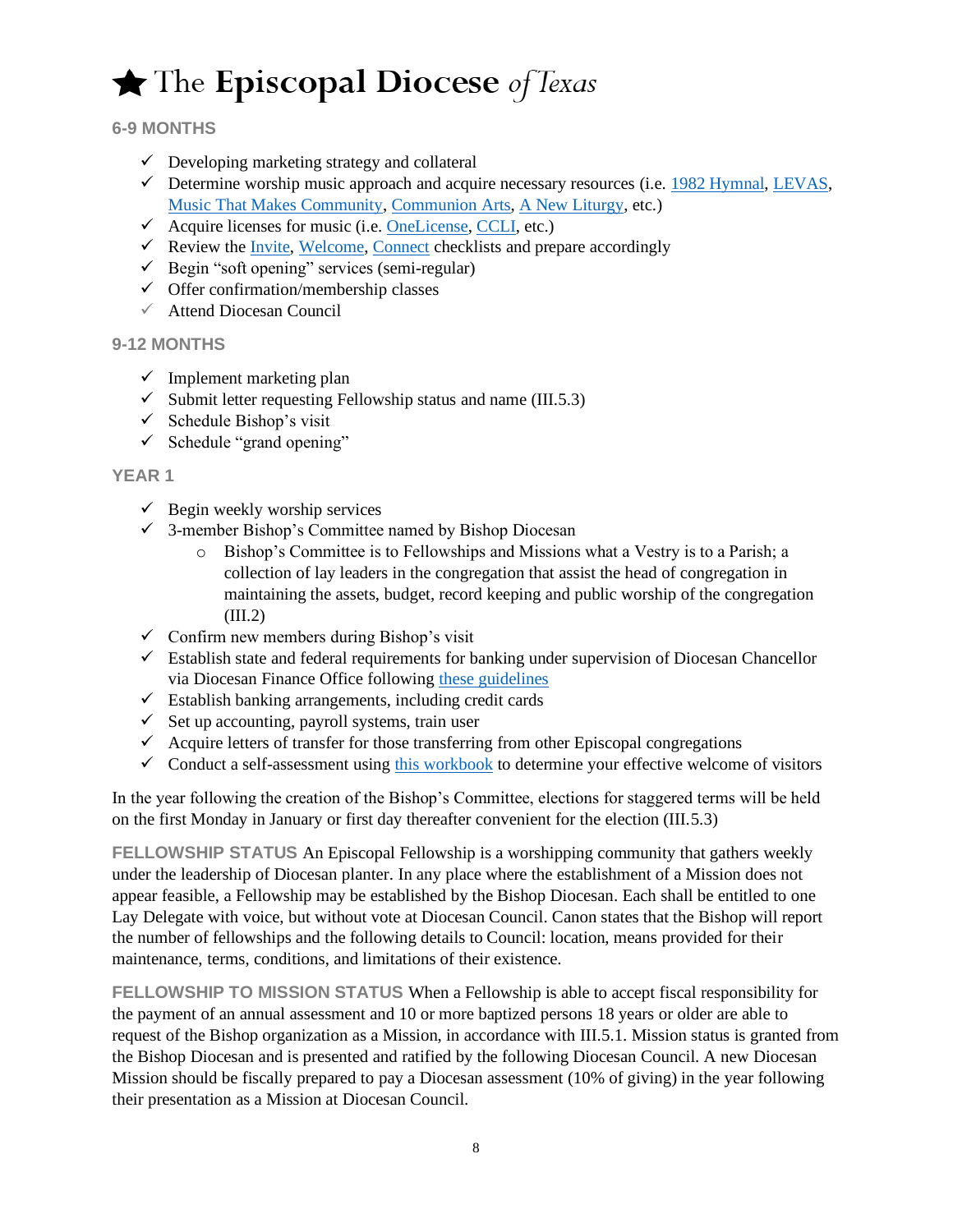## 6-9 MONTHS

- ✓ Developing marketing strategy and collateral
- ✓ Determine worship music approach and acquire necessary resources (i.e. 1982 Hymnal, LEVAS, Music That Makes Community, Communion Arts, A New Liturgy, etc.)
- ✓ Acquire licenses for music (i.e. OneLicense, CCLI, etc.)
- ✓ Review the Invite, Welcome, Connect checklists and prepare accordingly
- ✓ Begin "soft opening" services (semi-regular)
- ✓ Offer confirmation/membership classes
- ✓ Attend Diocesan Council

## 9-12 MONTHS

- ✓ Implement marketing plan
- ✓ Submit letter requesting Fellowship status and name (III.5.3)
- ✓ Schedule Bishop's visit
- ✓ Schedule "grand opening"

## YEAR 1

- ✓ Begin weekly worship services
- ✓ 3-member Bishop's Committee named by Bishop Diocesan
  - Bishop's Committee is to Fellowships and Missions what a Vestry is to a Parish; a collection of lay leaders in the congregation that assist the head of congregation in maintaining the assets, budget, record keeping and public worship of the congregation (III.2)
- ✓ Confirm new members during Bishop's visit
- ✓ Establish state and federal requirements for banking under supervision of Diocesan Chancellor via Diocesan Finance Office following these guidelines
- ✓ Establish banking arrangements, including credit cards
- ✓ Set up accounting, payroll systems, train user
- ✓ Acquire letters of transfer for those transferring from other Episcopal congregations
- ✓ Conduct a self-assessment using this workbook to determine your effective welcome of visitors

In the year following the creation of the Bishop's Committee, elections for staggered terms will be held on the first Monday in January or first day thereafter convenient for the election (III.5.3)

**FELLOWSHIP STATUS** An Episcopal Fellowship is a worshipping community that gathers weekly under the leadership of Diocesan planter. In any place where the establishment of a Mission does not appear feasible, a Fellowship may be established by the Bishop Diocesan. Each shall be entitled to one Lay Delegate with voice, but without vote at Diocesan Council. Canon states that the Bishop will report the number of fellowships and the following details to Council: location, means provided for their maintenance, terms, conditions, and limitations of their existence.

**FELLOWSHIP TO MISSION STATUS** When a Fellowship is able to accept fiscal responsibility for the payment of an annual assessment and 10 or more baptized persons 18 years or older are able to request of the Bishop organization as a Mission, in accordance with III.5.1. Mission status is granted from the Bishop Diocesan and is presented and ratified by the following Diocesan Council. A new Diocesan Mission should be fiscally prepared to pay a Diocesan assessment (10% of giving) in the year following their presentation as a Mission at Diocesan Council.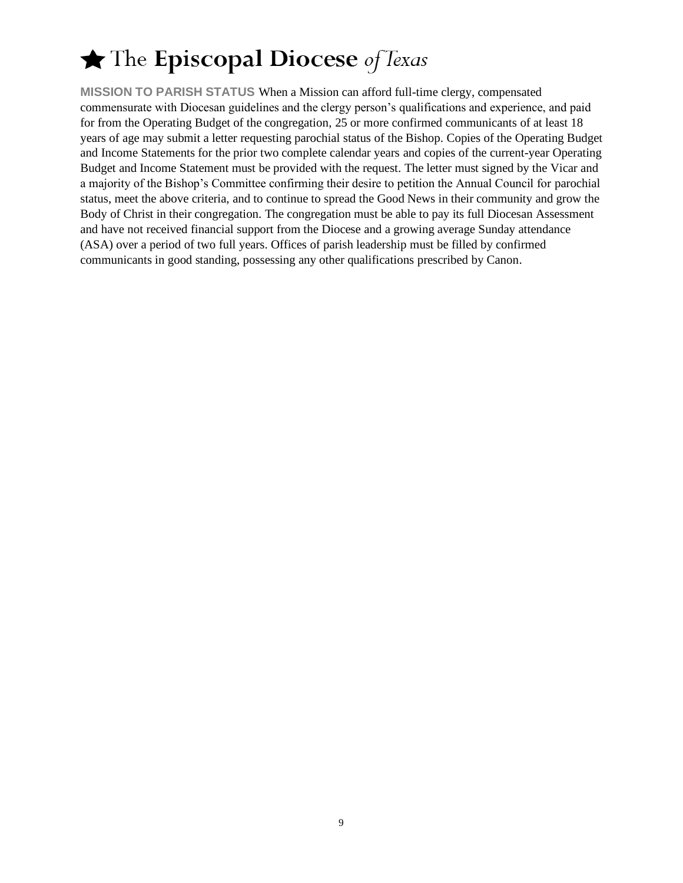# ★ The **Episcopal Diocese** *of Texas*

**MISSION TO PARISH STATUS** When a Mission can afford full-time clergy, compensated commensurate with Diocesan guidelines and the clergy person's qualifications and experience, and paid for from the Operating Budget of the congregation, 25 or more confirmed communicants of at least 18 years of age may submit a letter requesting parochial status of the Bishop. Copies of the Operating Budget and Income Statements for the prior two complete calendar years and copies of the current-year Operating Budget and Income Statement must be provided with the request. The letter must signed by the Vicar and a majority of the Bishop's Committee confirming their desire to petition the Annual Council for parochial status, meet the above criteria, and to continue to spread the Good News in their community and grow the Body of Christ in their congregation. The congregation must be able to pay its full Diocesan Assessment and have not received financial support from the Diocese and a growing average Sunday attendance (ASA) over a period of two full years. Offices of parish leadership must be filled by confirmed communicants in good standing, possessing any other qualifications prescribed by Canon.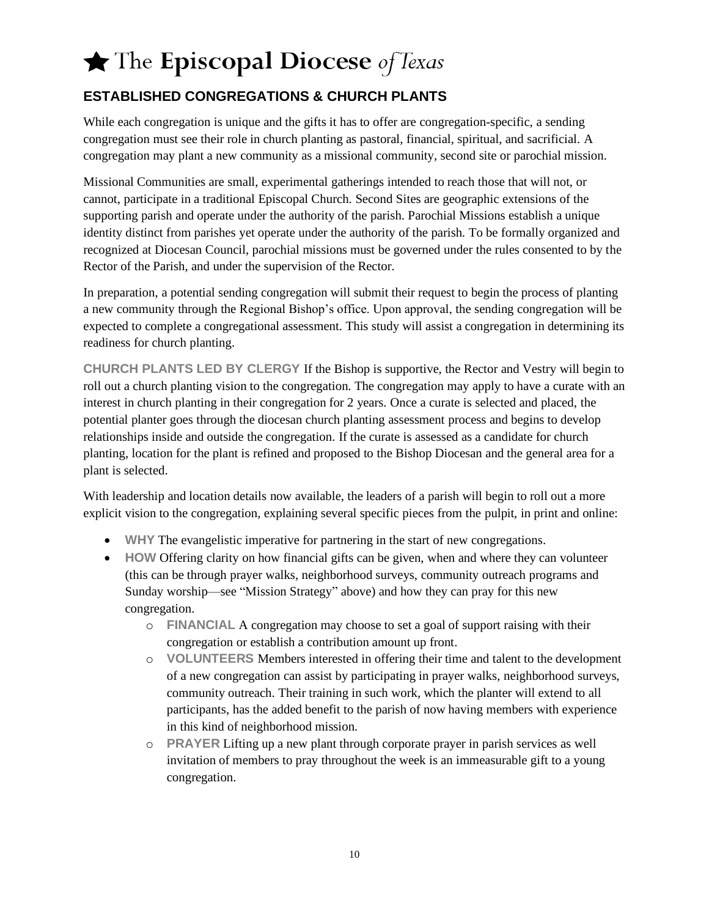# ★ The **Episcopal Diocese** *of Texas*

## ESTABLISHED CONGREGATIONS & CHURCH PLANTS

While each congregation is unique and the gifts it has to offer are congregation-specific, a sending congregation must see their role in church planting as pastoral, financial, spiritual, and sacrificial. A congregation may plant a new community as a missional community, second site or parochial mission.

Missional Communities are small, experimental gatherings intended to reach those that will not, or cannot, participate in a traditional Episcopal Church. Second Sites are geographic extensions of the supporting parish and operate under the authority of the parish. Parochial Missions establish a unique identity distinct from parishes yet operate under the authority of the parish. To be formally organized and recognized at Diocesan Council, parochial missions must be governed under the rules consented to by the Rector of the Parish, and under the supervision of the Rector.

In preparation, a potential sending congregation will submit their request to begin the process of planting a new community through the Regional Bishop's office. Upon approval, the sending congregation will be expected to complete a congregational assessment. This study will assist a congregation in determining its readiness for church planting.

**CHURCH PLANTS LED BY CLERGY** If the Bishop is supportive, the Rector and Vestry will begin to roll out a church planting vision to the congregation. The congregation may apply to have a curate with an interest in church planting in their congregation for 2 years. Once a curate is selected and placed, the potential planter goes through the diocesan church planting assessment process and begins to develop relationships inside and outside the congregation. If the curate is assessed as a candidate for church planting, location for the plant is refined and proposed to the Bishop Diocesan and the general area for a plant is selected.

With leadership and location details now available, the leaders of a parish will begin to roll out a more explicit vision to the congregation, explaining several specific pieces from the pulpit, in print and online:

- **WHY** The evangelistic imperative for partnering in the start of new congregations.
- **HOW** Offering clarity on how financial gifts can be given, when and where they can volunteer (this can be through prayer walks, neighborhood surveys, community outreach programs and Sunday worship—see "Mission Strategy" above) and how they can pray for this new congregation.
  - **FINANCIAL** A congregation may choose to set a goal of support raising with their congregation or establish a contribution amount up front.
  - **VOLUNTEERS** Members interested in offering their time and talent to the development of a new congregation can assist by participating in prayer walks, neighborhood surveys, community outreach. Their training in such work, which the planter will extend to all participants, has the added benefit to the parish of now having members with experience in this kind of neighborhood mission.
  - **PRAYER** Lifting up a new plant through corporate prayer in parish services as well invitation of members to pray throughout the week is an immeasurable gift to a young congregation.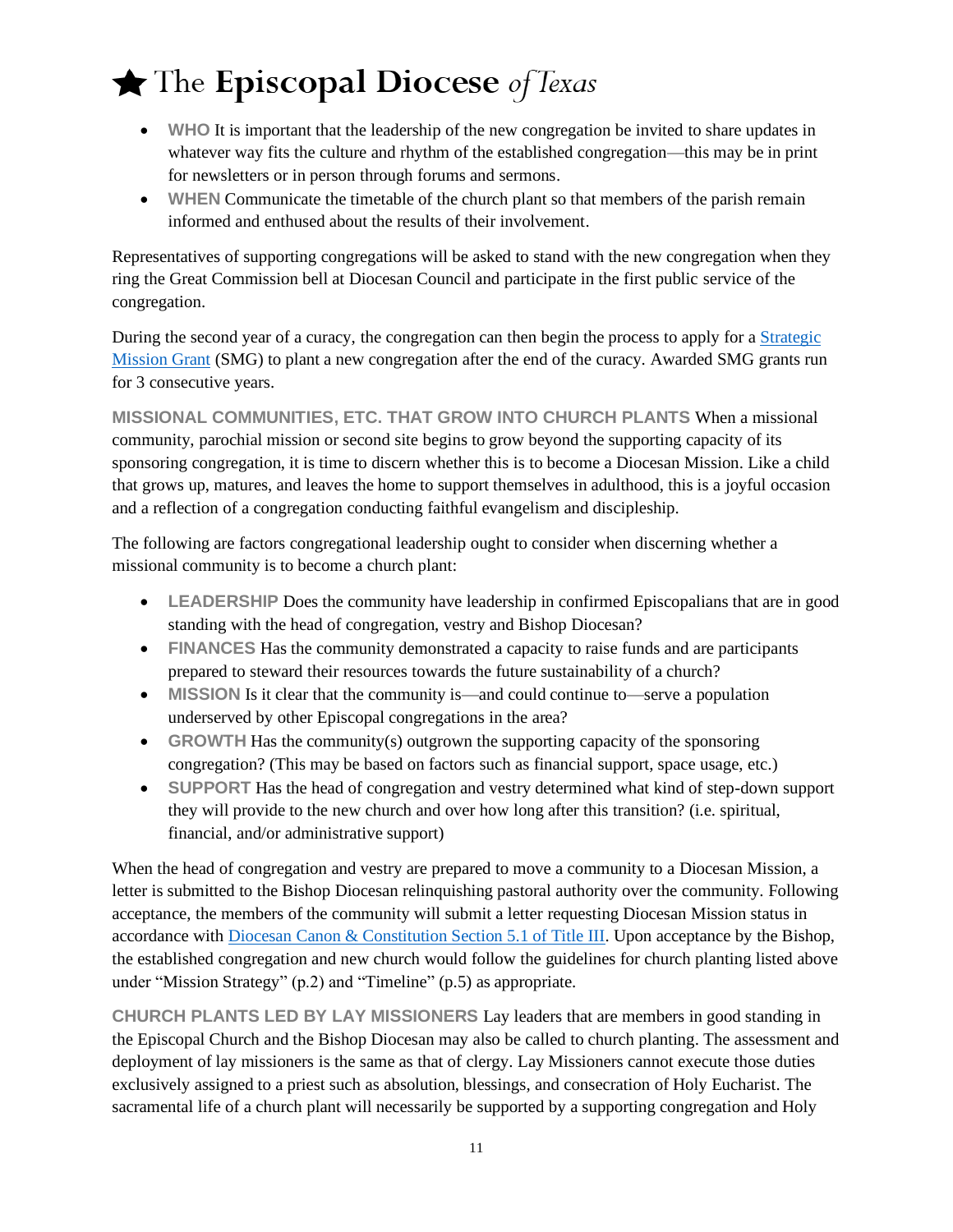- **WHO** It is important that the leadership of the new congregation be invited to share updates in whatever way fits the culture and rhythm of the established congregation—this may be in print for newsletters or in person through forums and sermons.
- **WHEN** Communicate the timetable of the church plant so that members of the parish remain informed and enthused about the results of their involvement.

Representatives of supporting congregations will be asked to stand with the new congregation when they ring the Great Commission bell at Diocesan Council and participate in the first public service of the congregation.

During the second year of a curacy, the congregation can then begin the process to apply for a Strategic Mission Grant (SMG) to plant a new congregation after the end of the curacy. Awarded SMG grants run for 3 consecutive years.

**MISSIONAL COMMUNITIES, ETC. THAT GROW INTO CHURCH PLANTS** When a missional community, parochial mission or second site begins to grow beyond the supporting capacity of its sponsoring congregation, it is time to discern whether this is to become a Diocesan Mission. Like a child that grows up, matures, and leaves the home to support themselves in adulthood, this is a joyful occasion and a reflection of a congregation conducting faithful evangelism and discipleship.

The following are factors congregational leadership ought to consider when discerning whether a missional community is to become a church plant:

- **LEADERSHIP** Does the community have leadership in confirmed Episcopalians that are in good standing with the head of congregation, vestry and Bishop Diocesan?
- **FINANCES** Has the community demonstrated a capacity to raise funds and are participants prepared to steward their resources towards the future sustainability of a church?
- **MISSION** Is it clear that the community is—and could continue to—serve a population underserved by other Episcopal congregations in the area?
- **GROWTH** Has the community(s) outgrown the supporting capacity of the sponsoring congregation? (This may be based on factors such as financial support, space usage, etc.)
- **SUPPORT** Has the head of congregation and vestry determined what kind of step-down support they will provide to the new church and over how long after this transition? (i.e. spiritual, financial, and/or administrative support)

When the head of congregation and vestry are prepared to move a community to a Diocesan Mission, a letter is submitted to the Bishop Diocesan relinquishing pastoral authority over the community. Following acceptance, the members of the community will submit a letter requesting Diocesan Mission status in accordance with Diocesan Canon & Constitution Section 5.1 of Title III. Upon acceptance by the Bishop, the established congregation and new church would follow the guidelines for church planting listed above under "Mission Strategy" (p.2) and "Timeline" (p.5) as appropriate.

**CHURCH PLANTS LED BY LAY MISSIONERS** Lay leaders that are members in good standing in the Episcopal Church and the Bishop Diocesan may also be called to church planting. The assessment and deployment of lay missioners is the same as that of clergy. Lay Missioners cannot execute those duties exclusively assigned to a priest such as absolution, blessings, and consecration of Holy Eucharist. The sacramental life of a church plant will necessarily be supported by a supporting congregation and Holy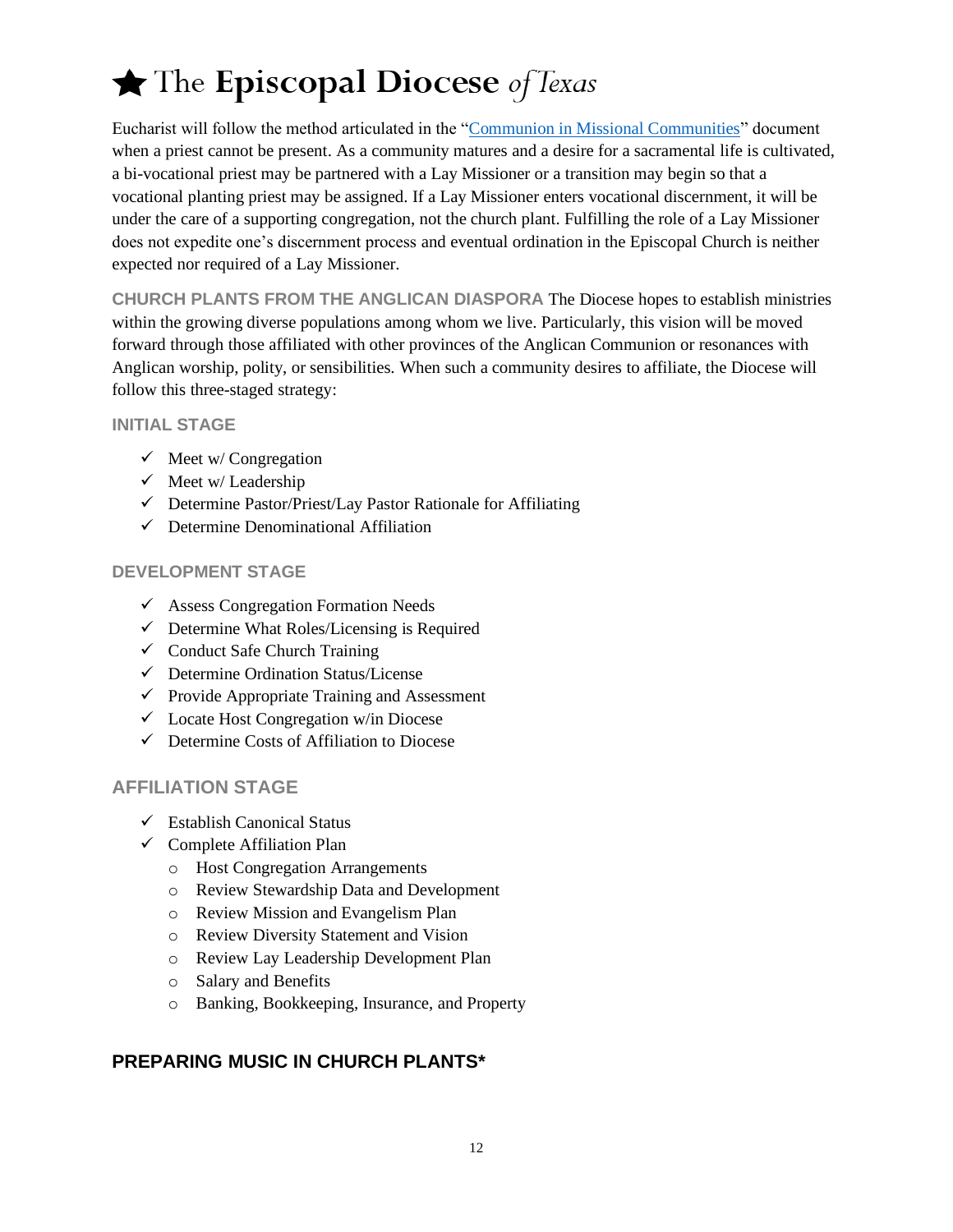Eucharist will follow the method articulated in the "Communion in Missional Communities" document when a priest cannot be present. As a community matures and a desire for a sacramental life is cultivated, a bi-vocational priest may be partnered with a Lay Missioner or a transition may begin so that a vocational planting priest may be assigned. If a Lay Missioner enters vocational discernment, it will be under the care of a supporting congregation, not the church plant. Fulfilling the role of a Lay Missioner does not expedite one's discernment process and eventual ordination in the Episcopal Church is neither expected nor required of a Lay Missioner.

**CHURCH PLANTS FROM THE ANGLICAN DIASPORA** The Diocese hopes to establish ministries within the growing diverse populations among whom we live. Particularly, this vision will be moved forward through those affiliated with other provinces of the Anglican Communion or resonances with Anglican worship, polity, or sensibilities. When such a community desires to affiliate, the Diocese will follow this three-staged strategy:

### INITIAL STAGE

- ✓ Meet w/ Congregation
- ✓ Meet w/ Leadership
- ✓ Determine Pastor/Priest/Lay Pastor Rationale for Affiliating
- ✓ Determine Denominational Affiliation

### DEVELOPMENT STAGE

- ✓ Assess Congregation Formation Needs
- ✓ Determine What Roles/Licensing is Required
- ✓ Conduct Safe Church Training
- ✓ Determine Ordination Status/License
- ✓ Provide Appropriate Training and Assessment
- ✓ Locate Host Congregation w/in Diocese
- ✓ Determine Costs of Affiliation to Diocese

### AFFILIATION STAGE

- ✓ Establish Canonical Status
- ✓ Complete Affiliation Plan
  - Host Congregation Arrangements
  - Review Stewardship Data and Development
  - Review Mission and Evangelism Plan
  - Review Diversity Statement and Vision
  - Review Lay Leadership Development Plan
  - Salary and Benefits
  - Banking, Bookkeeping, Insurance, and Property

## PREPARING MUSIC IN CHURCH PLANTS*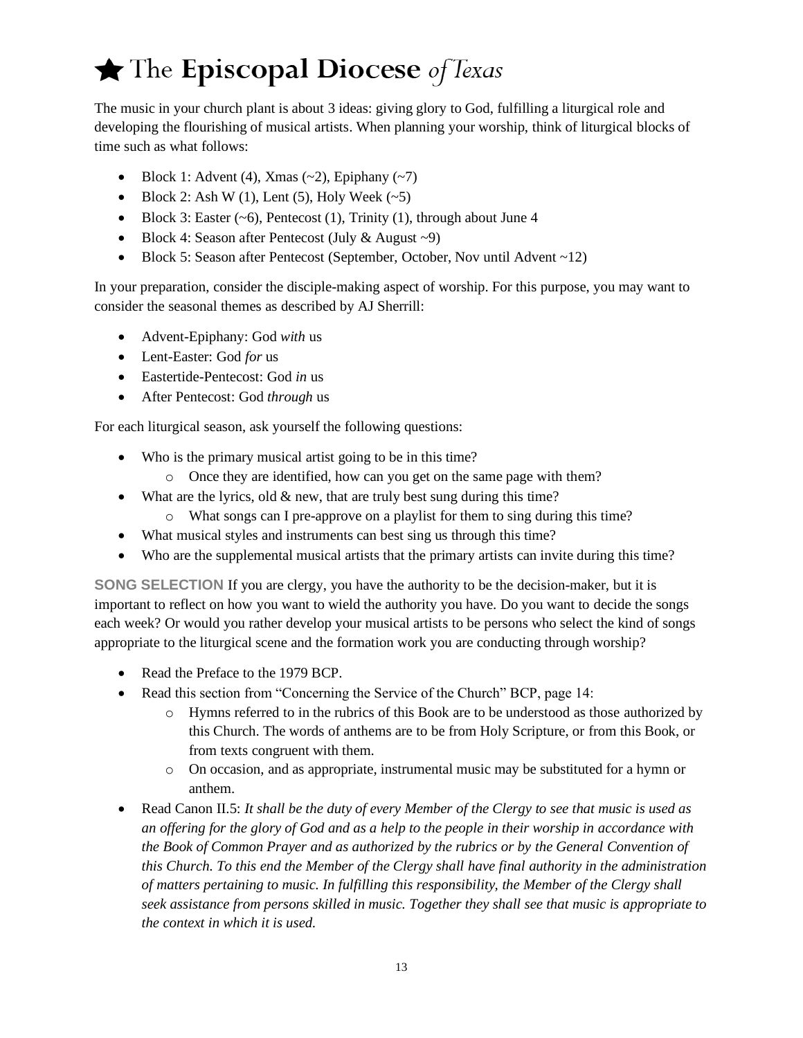# ★ The **Episcopal Diocese** *of Texas*

The music in your church plant is about 3 ideas: giving glory to God, fulfilling a liturgical role and developing the flourishing of musical artists. When planning your worship, think of liturgical blocks of time such as what follows:

- Block 1: Advent (4), Xmas (~2), Epiphany (~7)
- Block 2: Ash W (1), Lent (5), Holy Week (~5)
- Block 3: Easter (~6), Pentecost (1), Trinity (1), through about June 4
- Block 4: Season after Pentecost (July & August ~9)
- Block 5: Season after Pentecost (September, October, Nov until Advent ~12)

In your preparation, consider the disciple-making aspect of worship. For this purpose, you may want to consider the seasonal themes as described by AJ Sherrill:

- Advent-Epiphany: God *with* us
- Lent-Easter: God *for* us
- Eastertide-Pentecost: God *in* us
- After Pentecost: God *through* us

For each liturgical season, ask yourself the following questions:

- Who is the primary musical artist going to be in this time?
  - Once they are identified, how can you get on the same page with them?
- What are the lyrics, old & new, that are truly best sung during this time?
  - What songs can I pre-approve on a playlist for them to sing during this time?
- What musical styles and instruments can best sing us through this time?
- Who are the supplemental musical artists that the primary artists can invite during this time?

**SONG SELECTION** If you are clergy, you have the authority to be the decision-maker, but it is important to reflect on how you want to wield the authority you have. Do you want to decide the songs each week? Or would you rather develop your musical artists to be persons who select the kind of songs appropriate to the liturgical scene and the formation work you are conducting through worship?

- Read the Preface to the 1979 BCP.
- Read this section from "Concerning the Service of the Church" BCP, page 14:
  - Hymns referred to in the rubrics of this Book are to be understood as those authorized by this Church. The words of anthems are to be from Holy Scripture, or from this Book, or from texts congruent with them.
  - On occasion, and as appropriate, instrumental music may be substituted for a hymn or anthem.
- Read Canon II.5: *It shall be the duty of every Member of the Clergy to see that music is used as an offering for the glory of God and as a help to the people in their worship in accordance with the Book of Common Prayer and as authorized by the rubrics or by the General Convention of this Church. To this end the Member of the Clergy shall have final authority in the administration of matters pertaining to music. In fulfilling this responsibility, the Member of the Clergy shall seek assistance from persons skilled in music. Together they shall see that music is appropriate to the context in which it is used.*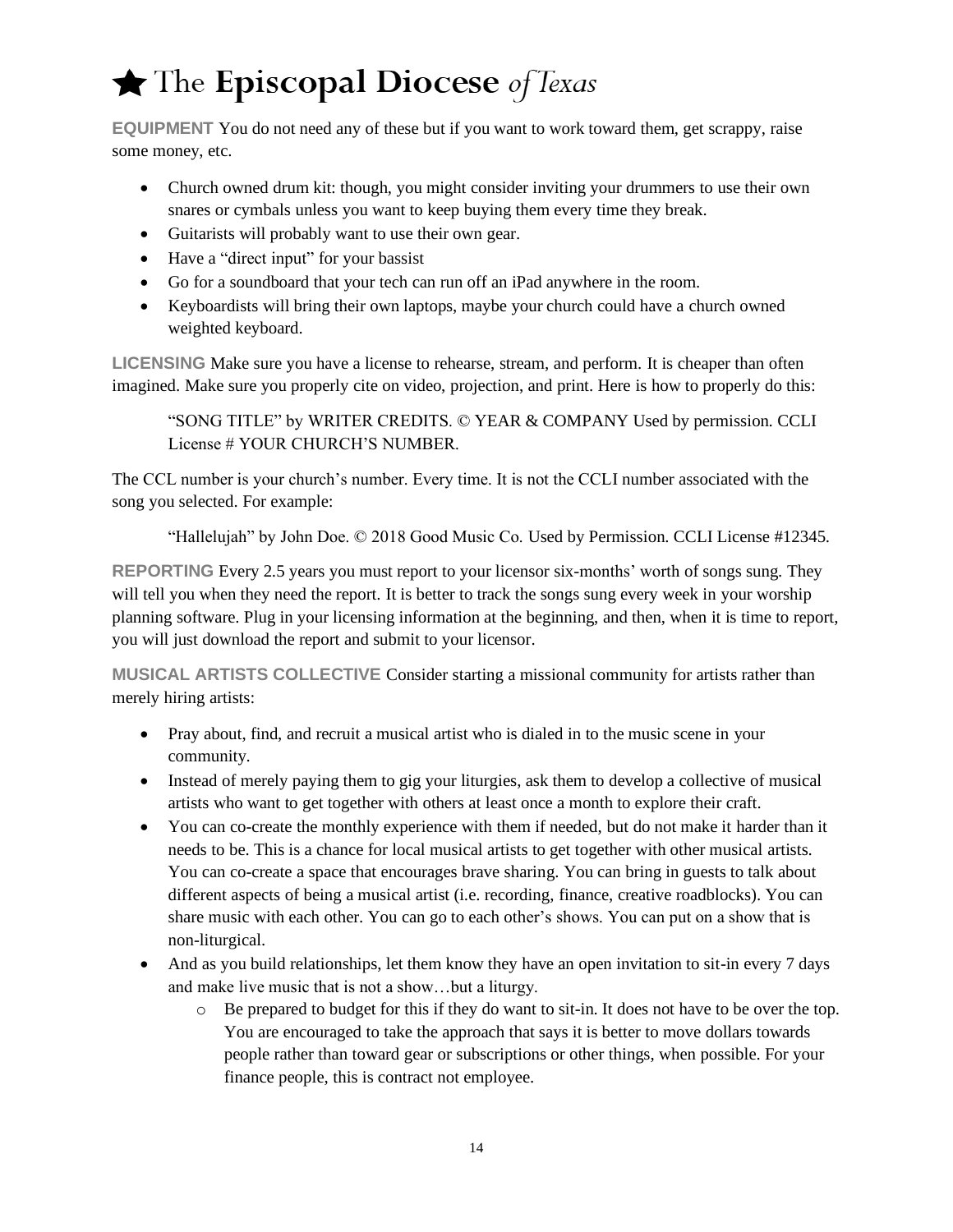**EQUIPMENT** You do not need any of these but if you want to work toward them, get scrappy, raise some money, etc.

- Church owned drum kit: though, you might consider inviting your drummers to use their own snares or cymbals unless you want to keep buying them every time they break.
- Guitarists will probably want to use their own gear.
- Have a "direct input" for your bassist
- Go for a soundboard that your tech can run off an iPad anywhere in the room.
- Keyboardists will bring their own laptops, maybe your church could have a church owned weighted keyboard.

**LICENSING** Make sure you have a license to rehearse, stream, and perform. It is cheaper than often imagined. Make sure you properly cite on video, projection, and print. Here is how to properly do this:

> "SONG TITLE" by WRITER CREDITS. © YEAR & COMPANY Used by permission. CCLI License # YOUR CHURCH'S NUMBER.

The CCL number is your church's number. Every time. It is not the CCLI number associated with the song you selected. For example:

> "Hallelujah" by John Doe. © 2018 Good Music Co. Used by Permission. CCLI License #12345.

**REPORTING** Every 2.5 years you must report to your licensor six-months' worth of songs sung. They will tell you when they need the report. It is better to track the songs sung every week in your worship planning software. Plug in your licensing information at the beginning, and then, when it is time to report, you will just download the report and submit to your licensor.

**MUSICAL ARTISTS COLLECTIVE** Consider starting a missional community for artists rather than merely hiring artists:

- Pray about, find, and recruit a musical artist who is dialed in to the music scene in your community.
- Instead of merely paying them to gig your liturgies, ask them to develop a collective of musical artists who want to get together with others at least once a month to explore their craft.
- You can co-create the monthly experience with them if needed, but do not make it harder than it needs to be. This is a chance for local musical artists to get together with other musical artists. You can co-create a space that encourages brave sharing. You can bring in guests to talk about different aspects of being a musical artist (i.e. recording, finance, creative roadblocks). You can share music with each other. You can go to each other's shows. You can put on a show that is non-liturgical.
- And as you build relationships, let them know they have an open invitation to sit-in every 7 days and make live music that is not a show…but a liturgy.
  - Be prepared to budget for this if they do want to sit-in. It does not have to be over the top. You are encouraged to take the approach that says it is better to move dollars towards people rather than toward gear or subscriptions or other things, when possible. For your finance people, this is contract not employee.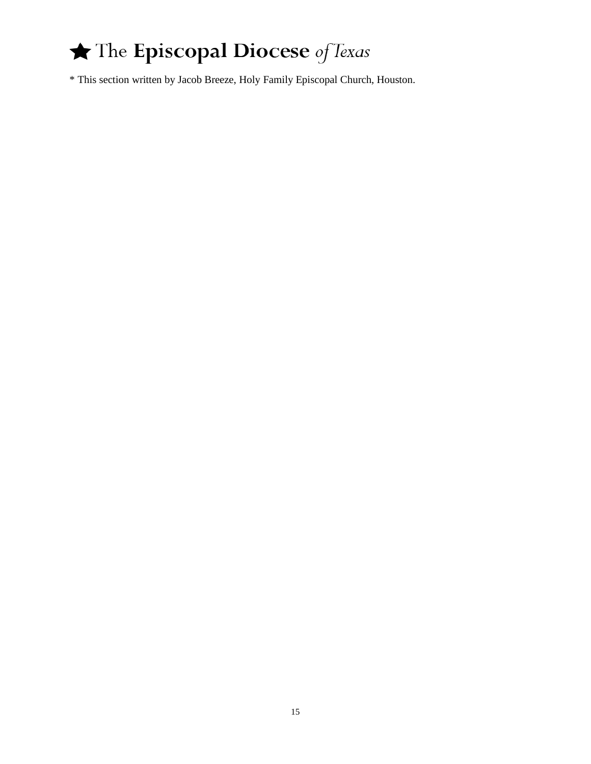# ★ The **Episcopal Diocese** *of Texas*

* This section written by Jacob Breeze, Holy Family Episcopal Church, Houston.